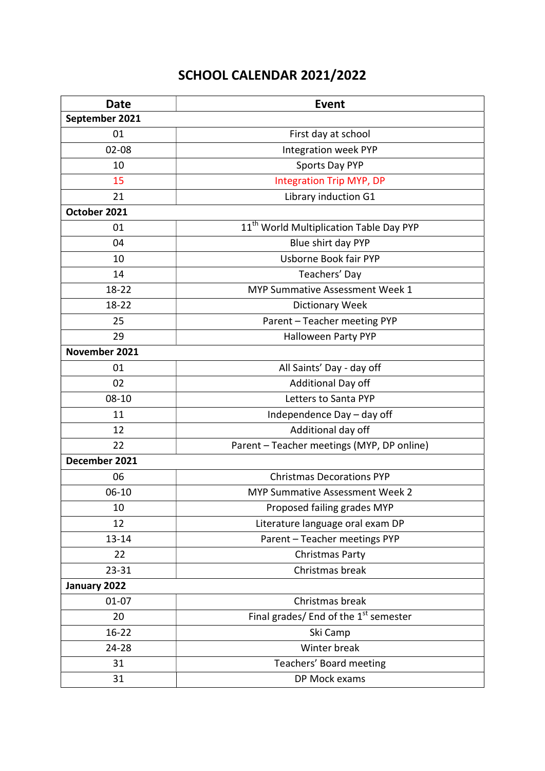# SCHOOL CALENDAR 2021/2022

| Date | Event |
|---|---|
| **September 2021** | |
| 01 | First day at school |
| 02-08 | Integration week PYP |
| 10 | Sports Day PYP |
| 15 | Integration Trip MYP, DP |
| 21 | Library induction G1 |
| **October 2021** | |
| 01 | 11th World Multiplication Table Day PYP |
| 04 | Blue shirt day PYP |
| 10 | Usborne Book fair PYP |
| 14 | Teachers' Day |
| 18-22 | MYP Summative Assessment Week 1 |
| 18-22 | Dictionary Week |
| 25 | Parent – Teacher meeting PYP |
| 29 | Halloween Party PYP |
| **November 2021** | |
| 01 | All Saints' Day - day off |
| 02 | Additional Day off |
| 08-10 | Letters to Santa PYP |
| 11 | Independence Day – day off |
| 12 | Additional day off |
| 22 | Parent – Teacher meetings (MYP, DP online) |
| **December 2021** | |
| 06 | Christmas Decorations PYP |
| 06-10 | MYP Summative Assessment Week 2 |
| 10 | Proposed failing grades MYP |
| 12 | Literature language oral exam DP |
| 13-14 | Parent – Teacher meetings PYP |
| 22 | Christmas Party |
| 23-31 | Christmas break |
| **January 2022** | |
| 01-07 | Christmas break |
| 20 | Final grades/ End of the 1st semester |
| 16-22 | Ski Camp |
| 24-28 | Winter break |
| 31 | Teachers' Board meeting |
| 31 | DP Mock exams |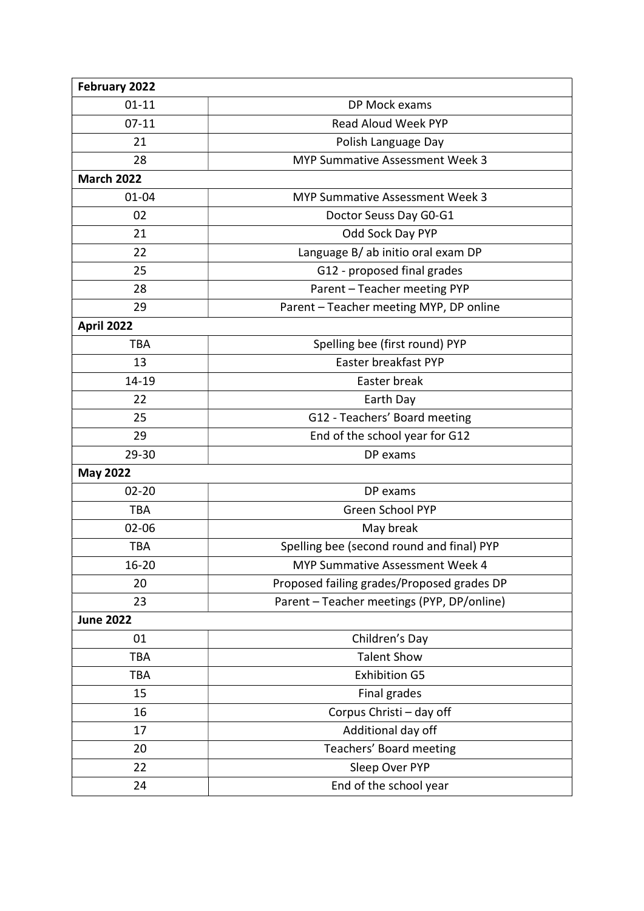| | |
|---|---|
| **February 2022** | |
| 01-11 | DP Mock exams |
| 07-11 | Read Aloud Week PYP |
| 21 | Polish Language Day |
| 28 | MYP Summative Assessment Week 3 |
| **March 2022** | |
| 01-04 | MYP Summative Assessment Week 3 |
| 02 | Doctor Seuss Day G0-G1 |
| 21 | Odd Sock Day PYP |
| 22 | Language B/ ab initio oral exam DP |
| 25 | G12 - proposed final grades |
| 28 | Parent – Teacher meeting PYP |
| 29 | Parent – Teacher meeting MYP, DP online |
| **April 2022** | |
| TBA | Spelling bee (first round) PYP |
| 13 | Easter breakfast PYP |
| 14-19 | Easter break |
| 22 | Earth Day |
| 25 | G12 - Teachers' Board meeting |
| 29 | End of the school year for G12 |
| 29-30 | DP exams |
| **May 2022** | |
| 02-20 | DP exams |
| TBA | Green School PYP |
| 02-06 | May break |
| TBA | Spelling bee (second round and final) PYP |
| 16-20 | MYP Summative Assessment Week 4 |
| 20 | Proposed failing grades/Proposed grades DP |
| 23 | Parent – Teacher meetings (PYP, DP/online) |
| **June 2022** | |
| 01 | Children's Day |
| TBA | Talent Show |
| TBA | Exhibition G5 |
| 15 | Final grades |
| 16 | Corpus Christi – day off |
| 17 | Additional day off |
| 20 | Teachers' Board meeting |
| 22 | Sleep Over PYP |
| 24 | End of the school year |